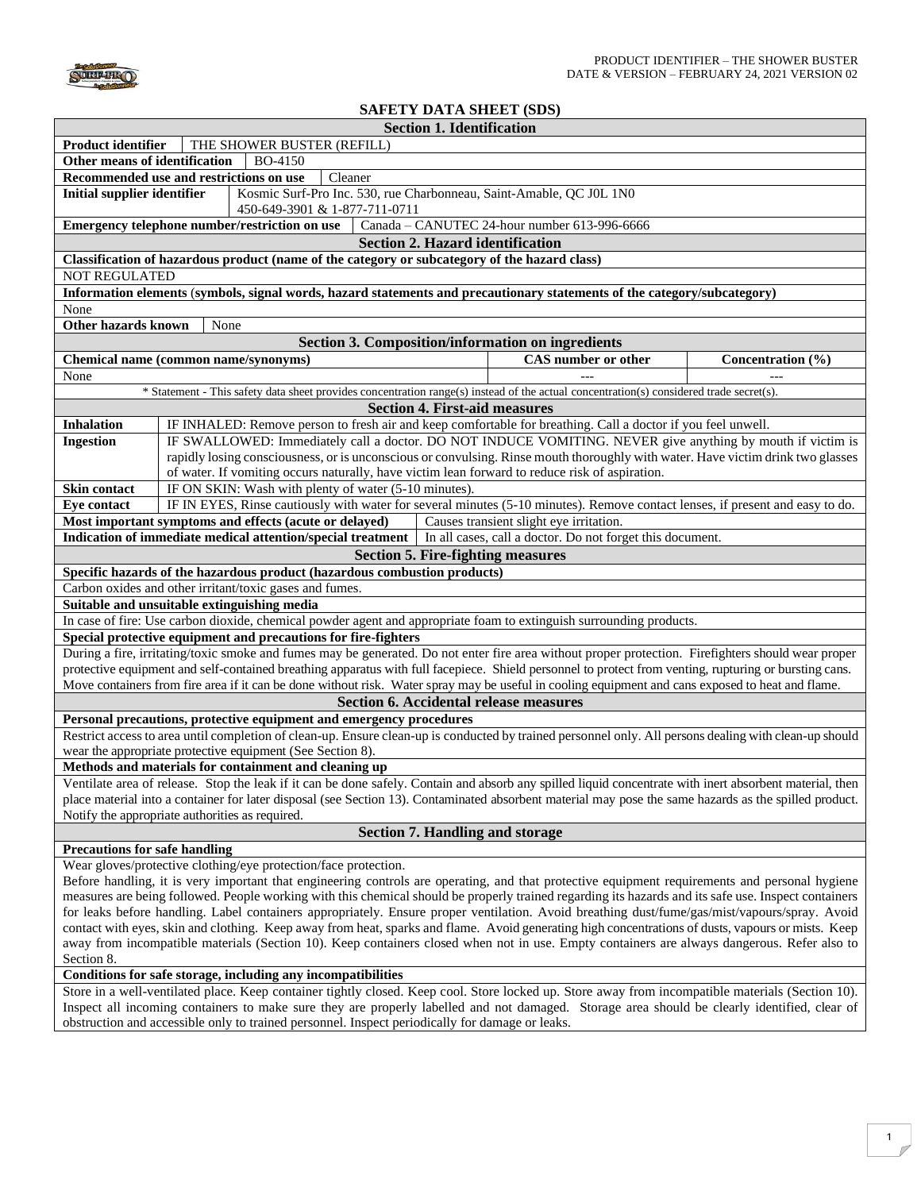# SAFETY DATA SHEET (SDS)

## Section 1. Identification

**Product identifier**: THE SHOWER BUSTER (REFILL)

**Other means of identification**: BO-4150

**Recommended use and restrictions on use**: Cleaner

**Initial supplier identifier**: Kosmic Surf-Pro Inc. 530, rue Charbonneau, Saint-Amable, QC J0L 1N0
450-649-3901 & 1-877-711-0711

**Emergency telephone number/restriction on use**: Canada – CANUTEC 24-hour number 613-996-6666

## Section 2. Hazard identification

**Classification of hazardous product (name of the category or subcategory of the hazard class)**

NOT REGULATED

**Information elements (symbols, signal words, hazard statements and precautionary statements of the category/subcategory)**

None

**Other hazards known**: None

## Section 3. Composition/information on ingredients

| Chemical name (common name/synonyms) | CAS number or other | Concentration (%) |
|---|---|---|
| None | --- | --- |

\* Statement - This safety data sheet provides concentration range(s) instead of the actual concentration(s) considered trade secret(s).

## Section 4. First-aid measures

| | |
|---|---|
| **Inhalation** | IF INHALED: Remove person to fresh air and keep comfortable for breathing. Call a doctor if you feel unwell. |
| **Ingestion** | IF SWALLOWED: Immediately call a doctor. DO NOT INDUCE VOMITING. NEVER give anything by mouth if victim is rapidly losing consciousness, or is unconscious or convulsing. Rinse mouth thoroughly with water. Have victim drink two glasses of water. If vomiting occurs naturally, have victim lean forward to reduce risk of aspiration. |
| **Skin contact** | IF ON SKIN: Wash with plenty of water (5-10 minutes). |
| **Eye contact** | IF IN EYES, Rinse cautiously with water for several minutes (5-10 minutes). Remove contact lenses, if present and easy to do. |

**Most important symptoms and effects (acute or delayed)**: Causes transient slight eye irritation.

**Indication of immediate medical attention/special treatment**: In all cases, call a doctor. Do not forget this document.

## Section 5. Fire-fighting measures

**Specific hazards of the hazardous product (hazardous combustion products)**

Carbon oxides and other irritant/toxic gases and fumes.

**Suitable and unsuitable extinguishing media**

In case of fire: Use carbon dioxide, chemical powder agent and appropriate foam to extinguish surrounding products.

**Special protective equipment and precautions for fire-fighters**

During a fire, irritating/toxic smoke and fumes may be generated. Do not enter fire area without proper protection. Firefighters should wear proper protective equipment and self-contained breathing apparatus with full facepiece. Shield personnel to protect from venting, rupturing or bursting cans. Move containers from fire area if it can be done without risk. Water spray may be useful in cooling equipment and cans exposed to heat and flame.

## Section 6. Accidental release measures

**Personal precautions, protective equipment and emergency procedures**

Restrict access to area until completion of clean-up. Ensure clean-up is conducted by trained personnel only. All persons dealing with clean-up should wear the appropriate protective equipment (See Section 8).

**Methods and materials for containment and cleaning up**

Ventilate area of release. Stop the leak if it can be done safely. Contain and absorb any spilled liquid concentrate with inert absorbent material, then place material into a container for later disposal (see Section 13). Contaminated absorbent material may pose the same hazards as the spilled product. Notify the appropriate authorities as required.

## Section 7. Handling and storage

**Precautions for safe handling**

Wear gloves/protective clothing/eye protection/face protection.
Before handling, it is very important that engineering controls are operating, and that protective equipment requirements and personal hygiene measures are being followed. People working with this chemical should be properly trained regarding its hazards and its safe use. Inspect containers for leaks before handling. Label containers appropriately. Ensure proper ventilation. Avoid breathing dust/fume/gas/mist/vapours/spray. Avoid contact with eyes, skin and clothing. Keep away from heat, sparks and flame. Avoid generating high concentrations of dusts, vapours or mists. Keep away from incompatible materials (Section 10). Keep containers closed when not in use. Empty containers are always dangerous. Refer also to Section 8.

**Conditions for safe storage, including any incompatibilities**

Store in a well-ventilated place. Keep container tightly closed. Keep cool. Store locked up. Store away from incompatible materials (Section 10). Inspect all incoming containers to make sure they are properly labelled and not damaged. Storage area should be clearly identified, clear of obstruction and accessible only to trained personnel. Inspect periodically for damage or leaks.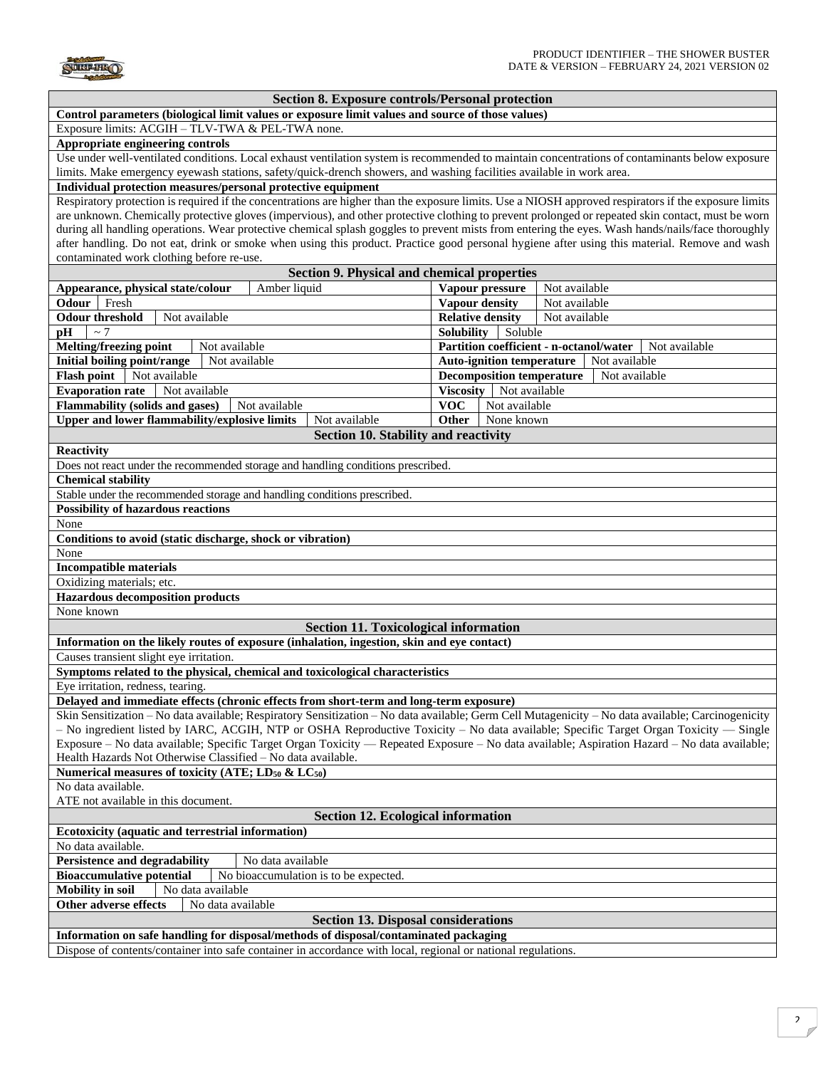## Section 8. Exposure controls/Personal protection

**Control parameters (biological limit values or exposure limit values and source of those values)**

Exposure limits: ACGIH – TLV-TWA & PEL-TWA none.

**Appropriate engineering controls**

Use under well-ventilated conditions. Local exhaust ventilation system is recommended to maintain concentrations of contaminants below exposure limits. Make emergency eyewash stations, safety/quick-drench showers, and washing facilities available in work area.

**Individual protection measures/personal protective equipment**

Respiratory protection is required if the concentrations are higher than the exposure limits. Use a NIOSH approved respirators if the exposure limits are unknown. Chemically protective gloves (impervious), and other protective clothing to prevent prolonged or repeated skin contact, must be worn during all handling operations. Wear protective chemical splash goggles to prevent mists from entering the eyes. Wash hands/nails/face thoroughly after handling. Do not eat, drink or smoke when using this product. Practice good personal hygiene after using this material. Remove and wash contaminated work clothing before re-use.

## Section 9. Physical and chemical properties

| Property | Value | Property | Value |
|---|---|---|---|
| **Appearance, physical state/colour** | Amber liquid | **Vapour pressure** | Not available |
| **Odour** | Fresh | **Vapour density** | Not available |
| **Odour threshold** | Not available | **Relative density** | Not available |
| **pH** | ~ 7 | **Solubility** | Soluble |
| **Melting/freezing point** | Not available | **Partition coefficient - n-octanol/water** | Not available |
| **Initial boiling point/range** | Not available | **Auto-ignition temperature** | Not available |
| **Flash point** | Not available | **Decomposition temperature** | Not available |
| **Evaporation rate** | Not available | **Viscosity** | Not available |
| **Flammability (solids and gases)** | Not available | **VOC** | Not available |
| **Upper and lower flammability/explosive limits** | Not available | **Other** | None known |

## Section 10. Stability and reactivity

**Reactivity**

Does not react under the recommended storage and handling conditions prescribed.

**Chemical stability**

Stable under the recommended storage and handling conditions prescribed.

**Possibility of hazardous reactions**

None

**Conditions to avoid (static discharge, shock or vibration)**

None

**Incompatible materials**

Oxidizing materials; etc.

**Hazardous decomposition products**

None known

## Section 11. Toxicological information

**Information on the likely routes of exposure (inhalation, ingestion, skin and eye contact)**

Causes transient slight eye irritation.

**Symptoms related to the physical, chemical and toxicological characteristics**

Eye irritation, redness, tearing.

**Delayed and immediate effects (chronic effects from short-term and long-term exposure)**

Skin Sensitization – No data available; Respiratory Sensitization – No data available; Germ Cell Mutagenicity – No data available; Carcinogenicity – No ingredient listed by IARC, ACGIH, NTP or OSHA Reproductive Toxicity – No data available; Specific Target Organ Toxicity — Single Exposure – No data available; Specific Target Organ Toxicity — Repeated Exposure – No data available; Aspiration Hazard – No data available; Health Hazards Not Otherwise Classified – No data available.

**Numerical measures of toxicity (ATE; $LD_{50}$ & $LC_{50}$)**

No data available.
ATE not available in this document.

## Section 12. Ecological information

**Ecotoxicity (aquatic and terrestrial information)**

No data available.

| | |
|---|---|
| **Persistence and degradability** | No data available |
| **Bioaccumulative potential** | No bioaccumulation is to be expected. |
| **Mobility in soil** | No data available |
| **Other adverse effects** | No data available |

## Section 13. Disposal considerations

**Information on safe handling for disposal/methods of disposal/contaminated packaging**

Dispose of contents/container into safe container in accordance with local, regional or national regulations.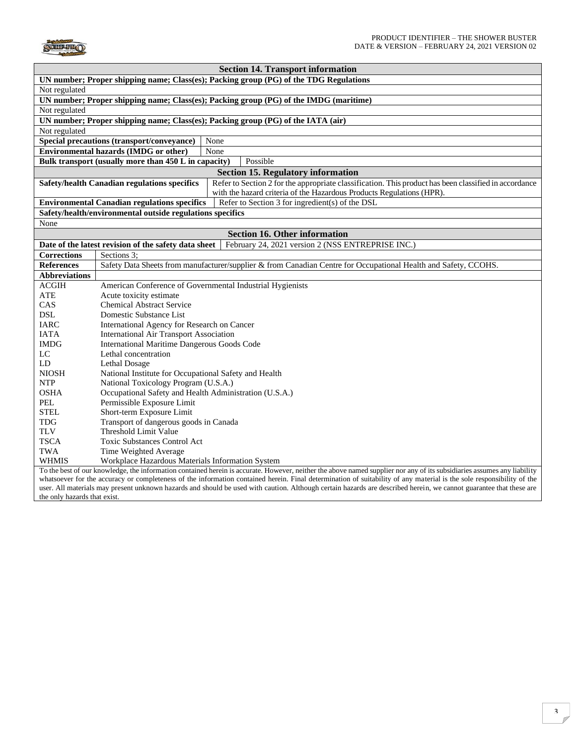## Section 14. Transport information

**UN number; Proper shipping name; Class(es); Packing group (PG) of the TDG Regulations**

Not regulated

**UN number; Proper shipping name; Class(es); Packing group (PG) of the IMDG (maritime)**

Not regulated

**UN number; Proper shipping name; Class(es); Packing group (PG) of the IATA (air)**

Not regulated

| | |
|---|---|
| **Special precautions (transport/conveyance)** | None |
| **Environmental hazards (IMDG or other)** | None |
| **Bulk transport (usually more than 450 L in capacity)** | Possible |

## Section 15. Regulatory information

| | |
|---|---|
| **Safety/health Canadian regulations specifics** | Refer to Section 2 for the appropriate classification. This product has been classified in accordance with the hazard criteria of the Hazardous Products Regulations (HPR). |
| **Environmental Canadian regulations specifics** | Refer to Section 3 for ingredient(s) of the DSL |

**Safety/health/environmental outside regulations specifics**

None

## Section 16. Other information

| | |
|---|---|
| **Date of the latest revision of the safety data sheet** | February 24, 2021 version 2 (NSS ENTREPRISE INC.) |
| **Corrections** | Sections 3; |
| **References** | Safety Data Sheets from manufacturer/supplier & from Canadian Centre for Occupational Health and Safety, CCOHS. |
| **Abbreviations** | |
| ACGIH | American Conference of Governmental Industrial Hygienists |
| ATE | Acute toxicity estimate |
| CAS | Chemical Abstract Service |
| DSL | Domestic Substance List |
| IARC | International Agency for Research on Cancer |
| IATA | International Air Transport Association |
| IMDG | International Maritime Dangerous Goods Code |
| LC | Lethal concentration |
| LD | Lethal Dosage |
| NIOSH | National Institute for Occupational Safety and Health |
| NTP | National Toxicology Program (U.S.A.) |
| OSHA | Occupational Safety and Health Administration (U.S.A.) |
| PEL | Permissible Exposure Limit |
| STEL | Short-term Exposure Limit |
| TDG | Transport of dangerous goods in Canada |
| TLV | Threshold Limit Value |
| TSCA | Toxic Substances Control Act |
| TWA | Time Weighted Average |
| WHMIS | Workplace Hazardous Materials Information System |

To the best of our knowledge, the information contained herein is accurate. However, neither the above named supplier nor any of its subsidiaries assumes any liability whatsoever for the accuracy or completeness of the information contained herein. Final determination of suitability of any material is the sole responsibility of the user. All materials may present unknown hazards and should be used with caution. Although certain hazards are described herein, we cannot guarantee that these are the only hazards that exist.